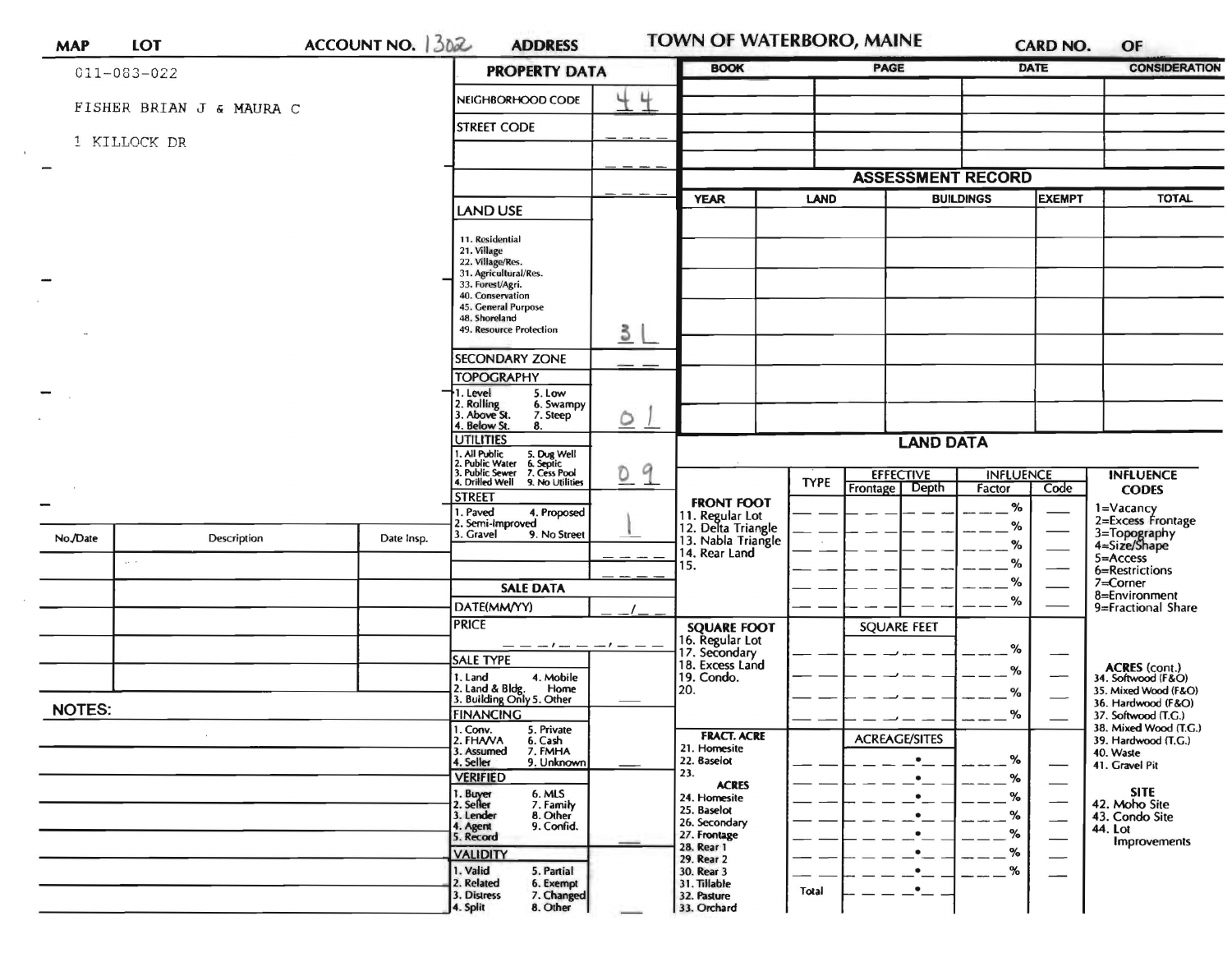| MAP | LOT | ACCOUNT NO. 1302 | ADDRESS | TOWN OF WATERBORO, MAINE | CARD NO. | OF |
|---|---|---|---|---|---|---|

011-083-022

FISHER BRIAN J & MAURA C

1 KILLOCK DR

## PROPERTY DATA

| Field | Value |
|---|---|
| NEIGHBORHOOD CODE | 44 |
| STREET CODE | ___ |
| | ___ |
| | ___ |
| LAND USE<br>11. Residential<br>21. Village<br>22. Village/Res.<br>31. Agricultural/Res.<br>33. Forest/Agri.<br>40. Conservation<br>45. General Purpose<br>48. Shoreland<br>49. Resource Protection | 3 L |
| SECONDARY ZONE | __ __ |
| TOPOGRAPHY<br>1. Level 5. Low<br>2. Rolling 6. Swampy<br>3. Above St. 7. Steep<br>4. Below St. 8. | 0 1 |
| UTILITIES<br>1. All Public 5. Dug Well<br>2. Public Water 6. Septic<br>3. Public Sewer 7. Cess Pool<br>4. Drilled Well 9. No Utilities | 0 9 |
| STREET<br>1. Paved 4. Proposed<br>2. Semi-Improved<br>3. Gravel 9. No Street | 1 |
| | ___ |
| | ___ |

## SALE DATA

| Field | Value |
|---|---|
| DATE(MM/YY) | __/__ |
| PRICE | ___,___,___ |
| SALE TYPE<br>1. Land 4. Mobile Home<br>2. Land & Bldg.<br>3. Building Only 5. Other | ___ |
| FINANCING<br>1. Conv. 5. Private<br>2. FHA/VA 6. Cash<br>3. Assumed 7. FMHA<br>4. Seller 9. Unknown | ___ |
| VERIFIED<br>1. Buyer 6. MLS<br>2. Seller 7. Family<br>3. Lender 8. Other<br>4. Agent 9. Confid.<br>5. Record | ___ |
| VALIDITY<br>1. Valid 5. Partial<br>2. Related 6. Exempt<br>3. Distress 7. Changed<br>4. Split 8. Other | ___ |

| No./Date | Description | Date Insp. |
|---|---|---|
| | | |
| | | |
| | | |
| | | |
| | | |

NOTES:

| BOOK | PAGE | DATE | CONSIDERATION |
|---|---|---|---|
| | | | |
| | | | |
| | | | |
| | | | |

## ASSESSMENT RECORD

| YEAR | LAND | BUILDINGS | EXEMPT | TOTAL |
|---|---|---|---|---|
| | | | | |
| | | | | |
| | | | | |
| | | | | |
| | | | | |
| | | | | |
| | | | | |

## LAND DATA

| | TYPE | EFFECTIVE Frontage | EFFECTIVE Depth | INFLUENCE Factor | INFLUENCE Code |
|---|---|---|---|---|---|
| **FRONT FOOT**<br>11. Regular Lot<br>12. Delta Triangle<br>13. Nabla Triangle<br>14. Rear Land<br>15. | | | | % | |
| **SQUARE FOOT**<br>16. Regular Lot<br>17. Secondary<br>18. Excess Land<br>19. Condo.<br>20. | | SQUARE FEET | | % | |
| **FRACT. ACRE**<br>21. Homesite<br>22. Baselot<br>23.<br>**ACRES**<br>24. Homesite<br>25. Baselot<br>26. Secondary<br>27. Frontage<br>28. Rear 1<br>29. Rear 2<br>30. Rear 3<br>31. Tillable<br>32. Pasture<br>33. Orchard | Total | ACREAGE/SITES | | % | |

**INFLUENCE CODES**
1=Vacancy
2=Excess Frontage
3=Topography
4=Size/Shape
5=Access
6=Restrictions
7=Corner
8=Environment
9=Fractional Share

**ACRES (cont.)**
34. Softwood (F&O)
35. Mixed Wood (F&O)
36. Hardwood (F&O)
37. Softwood (T.G.)
38. Mixed Wood (T.G.)
39. Hardwood (T.G.)
40. Waste
41. Gravel Pit

**SITE**
42. Moho Site
43. Condo Site
44. Lot Improvements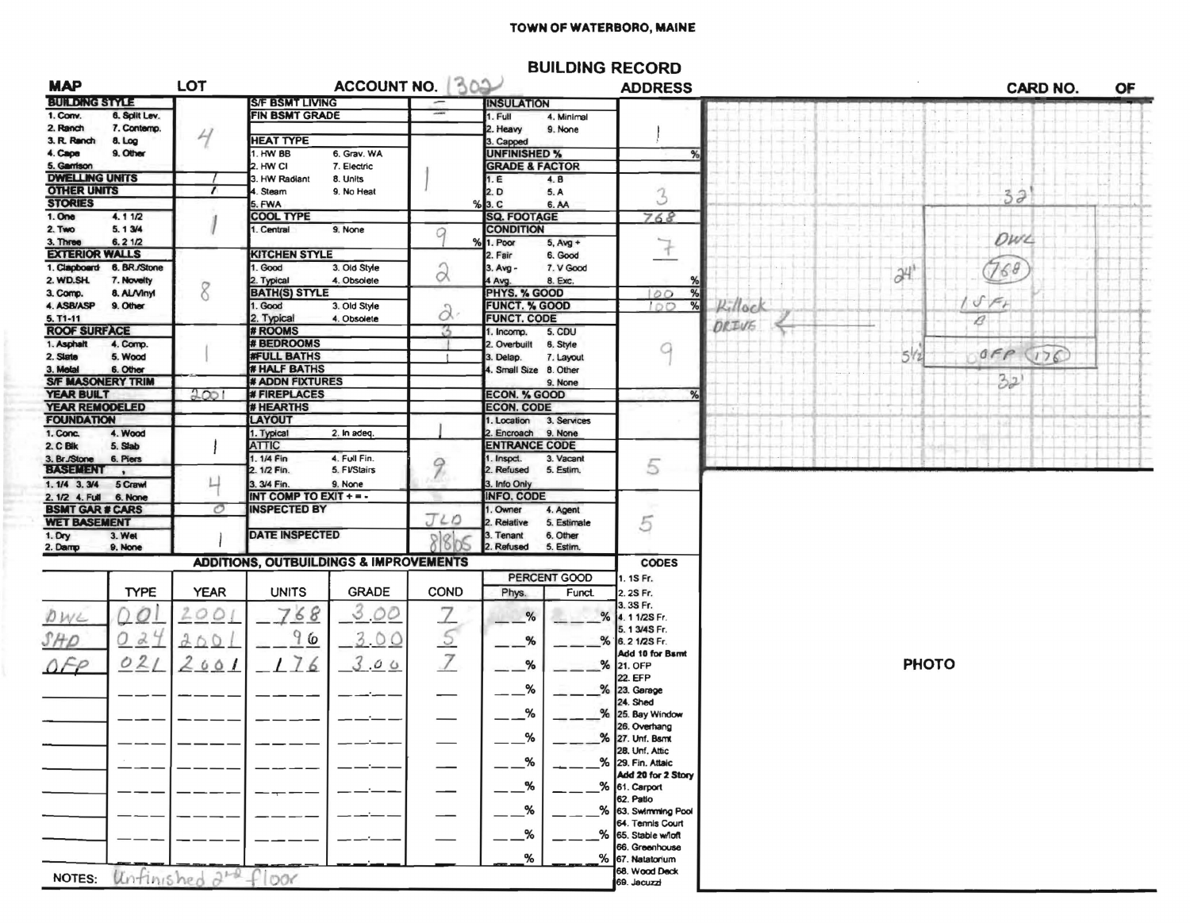**TOWN OF WATERBORO, MAINE**

## BUILDING RECORD

MAP | LOT | ACCOUNT NO. 1302 | ADDRESS | CARD NO. | OF

| Field | Value | Field | Value | Field | Value |
|---|---|---|---|---|---|
| **BUILDING STYLE** (1. Conv. 2. Ranch 3. R. Ranch 4. Cape 5. Garrison 6. Split Lev. 7. Contemp. 8. Log 9. Other) | 4 | **S/F BSMT LIVING** | – | **INSULATION** (1. Full 2. Heavy 3. Capped 4. Minimal 9. None) | 1 |
| **DWELLING UNITS** | 1 | **FIN BSMT GRADE** | – | **UNFINISHED %** | % |
| **OTHER UNITS** | 1 | **HEAT TYPE** (1. HW BB 2. HW CI 3. HW Radiant 4. Steam 5. FWA 6. Grav. WA 7. Electric 8. Units 9. No Heat) | 1 % | **GRADE & FACTOR** (1. E 2. D 3. C 4. B 5. A 6. AA) | 3 |
| **STORIES** (1. One 2. Two 3. Three 4. 1 1/2 5. 1 3/4 6. 2 1/2) | 1 | **COOL TYPE** (1. Central 9. None) | 9 % | **SQ. FOOTAGE** | 768 |
| **EXTERIOR WALLS** (1. Clapboard 2. WD.SH. 3. Comp. 4. ASB/ASP 5. T1-11 6. BR./Stone 7. Novelty 8. AL/Vinyl 9. Other) | 8 | **KITCHEN STYLE** (1. Good 2. Typical 3. Old Style 4. Obsolete) | 2 | **CONDITION** (1. Poor 2. Fair 3. Avg - 4. Avg. 5. Avg + 6. Good 7. V Good 8. Exc.) | 7 % |
| **ROOF SURFACE** (1. Asphalt 2. Slate 3. Metal 4. Comp. 5. Wood 6. Other) | 1 | **BATH(S) STYLE** (1. Good 2. Typical 3. Old Style 4. Obsolete) | 2 | **PHYS. % GOOD** | 100 % |
| **S/F MASONERY TRIM** | | **# ROOMS** | 3 | **FUNCT. % GOOD** | 100 % |
| **YEAR BUILT** | 2001 | **# BEDROOMS** | 1 | **FUNCT. CODE** (1. Incomp. 2. Overbuilt 3. Delap. 4. Small Size 5. CDU 6. Style 7. Layout 8. Other 9. None) | 9 |
| **YEAR REMODELED** | | **#FULL BATHS** | 1 | **ECON. % GOOD** | % |
| **FOUNDATION** (1. Conc. 2. C Blk 3. Br./Stone 4. Wood 5. Slab 6. Piers) | 1 | **# HALF BATHS** | | **ECON. CODE** (1. Location 2. Encroach 3. Services 9. None) | |
| **BASEMENT** (1. 1/4 2. 1/2 3. 3/4 4. Full 5 Crawl 6. None) | 4 | **# ADDN FIXTURES** | | **ENTRANCE CODE** (1. Inspct. 2. Refused 3. Vacant 3. Info Only 5. Estim.) | 5 |
| **BSMT GAR # CARS** | 0 | **# FIREPLACES** | | **INFO. CODE** (1. Owner 2. Relative 3. Tenant 4. Agent 5. Estimate 6. Other) | 5 |
| **WET BASEMENT** (1. Dry 2. Damp 3. Wet 9. None) | 1 | **# HEARTHS** | | | |
| | | **LAYOUT** (1. Typical 2. In adeq.) | 1 | | |
| | | **ATTIC** (1. 1/4 Fin 2. 1/2 Fin. 3. 3/4 Fin. 4. Full Fin. 5. Fl/Stairs 9. None) | 9 | | |
| | | **INT COMP TO EXIT + = -** | | | |
| | | **INSPECTED BY** | JLO | | |
| | | **DATE INSPECTED** | 8/8/05 | | |

Sketch: DWL 768 (24' x 32'), 1 S Fr / B; OFP 176 (5 1/2' x 32'); Killock Drive

### ADDITIONS, OUTBUILDINGS & IMPROVEMENTS

| | TYPE | YEAR | UNITS | GRADE | COND | PERCENT GOOD Phys. | PERCENT GOOD Funct. |
|---|---|---|---|---|---|---|---|
| DWL | 001 | 2001 | 768 | 3.00 | 7 | % | % |
| SHD | 024 | 2001 | 96 | 3.00 | 5 | % | % |
| OFP | 021 | 2001 | 176 | 3.00 | 7 | % | % |

**CODES**
1. 1S Fr.
2. 2S Fr.
3. 3S Fr.
4. 1 1/2S Fr.
5. 1 3/4S Fr.
6. 2 1/2S Fr.

Add 10 for Bsmt

21. OFP
22. EFP
23. Garage
24. Shed
25. Bay Window
26. Overhang
27. Unf. Bsmt
28. Unf. Attic
29. Fin. Attaic

Add 20 for 2 Story

61. Carport
62. Patio
63. Swimming Pool
64. Tennis Court
65. Stable w/loft
66. Greenhouse
67. Natatorium
68. Wood Deck
69. Jacuzzi

NOTES: Unfinished 2nd floor

PHOTO